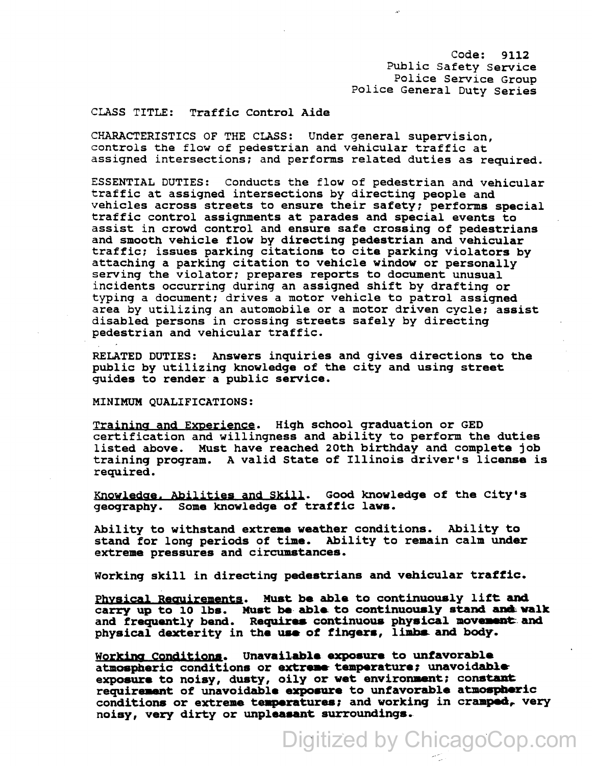Code: 9112
Public Safety Service
Police Service Group
Police General Duty Series

CLASS TITLE: Traffic Control Aide

CHARACTERISTICS OF THE CLASS: Under general supervision, controls the flow of pedestrian and vehicular traffic at assigned intersections; and performs related duties as required.

ESSENTIAL DUTIES: Conducts the flow of pedestrian and vehicular traffic at assigned intersections by directing people and vehicles across streets to ensure their safety; performs special traffic control assignments at parades and special events to assist in crowd control and ensure safe crossing of pedestrians and smooth vehicle flow by directing pedestrian and vehicular traffic; issues parking citations to cite parking violators by attaching a parking citation to vehicle window or personally serving the violator; prepares reports to document unusual incidents occurring during an assigned shift by drafting or typing a document; drives a motor vehicle to patrol assigned area by utilizing an automobile or a motor driven cycle; assist disabled persons in crossing streets safely by directing pedestrian and vehicular traffic.

RELATED DUTIES: Answers inquiries and gives directions to the public by utilizing knowledge of the city and using street guides to render a public service.

MINIMUM QUALIFICATIONS:

Training and Experience. High school graduation or GED certification and willingness and ability to perform the duties listed above. Must have reached 20th birthday and complete job training program. A valid State of Illinois driver's license is required.

Knowledge, Abilities and Skill. Good knowledge of the City's geography. Some knowledge of traffic laws.

Ability to withstand extreme weather conditions. Ability to stand for long periods of time. Ability to remain calm under extreme pressures and circumstances.

Working skill in directing pedestrians and vehicular traffic.

Physical Requirements. Must be able to continuously lift and carry up to 10 lbs. Must be able to continuously stand and walk and frequently bend. Requires continuous physical movement and physical dexterity in the use of fingers, limbs and body.

Working Conditions. Unavailable exposure to unfavorable atmospheric conditions or extreme temperature; unavoidable exposure to noisy, dusty, oily or wet environment; constant requirement of unavoidable exposure to unfavorable atmospheric conditions or extreme temperatures; and working in cramped, very noisy, very dirty or unpleasant surroundings.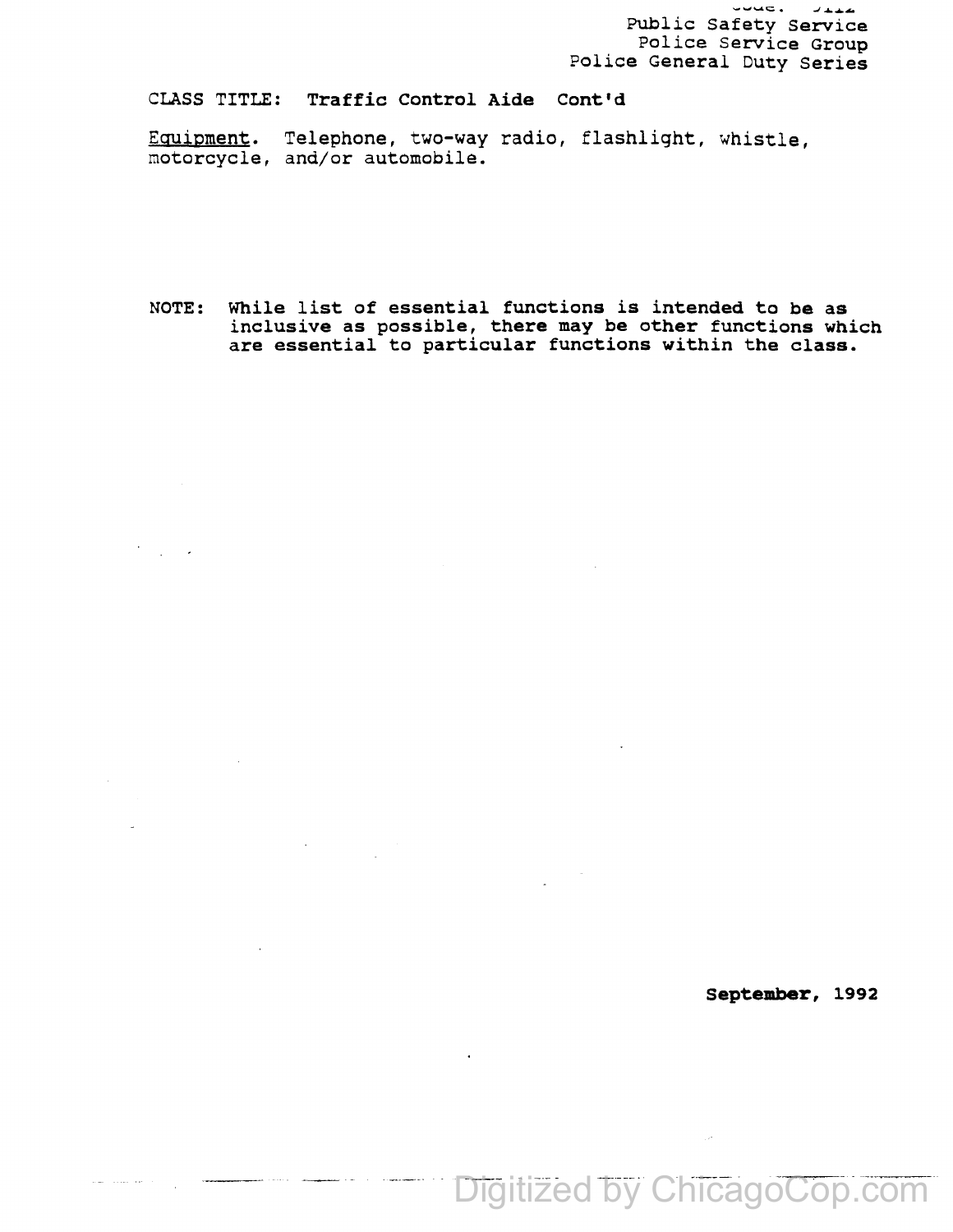Public Safety Service
Police Service Group
Police General Duty Series

CLASS TITLE: **Traffic Control Aide Cont'd**

Equipment. Telephone, two-way radio, flashlight, whistle, motorcycle, and/or automobile.

NOTE: **While list of essential functions is intended to be as inclusive as possible, there may be other functions which are essential to particular functions within the class.**

**September, 1992**